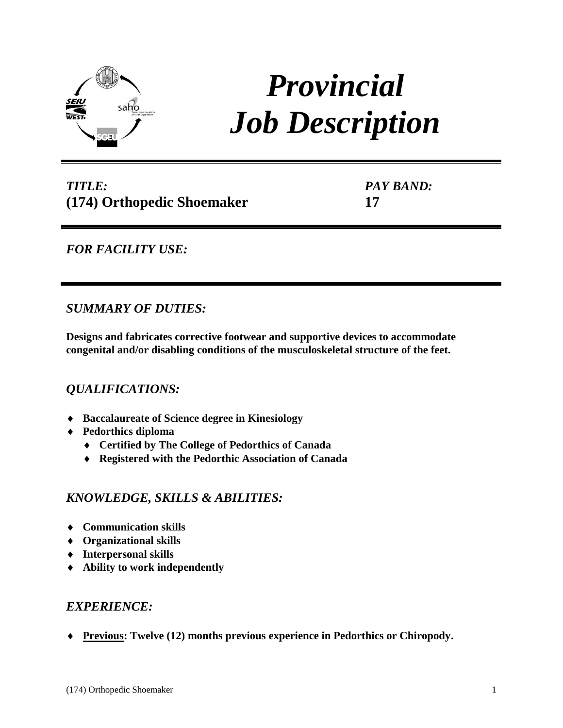# Provincial Job Description

*TITLE:*
**(174) Orthopedic Shoemaker**

*PAY BAND:*
**17**

*FOR FACILITY USE:*

## *SUMMARY OF DUTIES:*

**Designs and fabricates corrective footwear and supportive devices to accommodate congenital and/or disabling conditions of the musculoskeletal structure of the feet.**

## *QUALIFICATIONS:*

- **Baccalaureate of Science degree in Kinesiology**
- **Pedorthics diploma**
  - **Certified by The College of Pedorthics of Canada**
  - **Registered with the Pedorthic Association of Canada**

## *KNOWLEDGE, SKILLS & ABILITIES:*

- **Communication skills**
- **Organizational skills**
- **Interpersonal skills**
- **Ability to work independently**

## *EXPERIENCE:*

- **<u>Previous</u>: Twelve (12) months previous experience in Pedorthics or Chiropody.**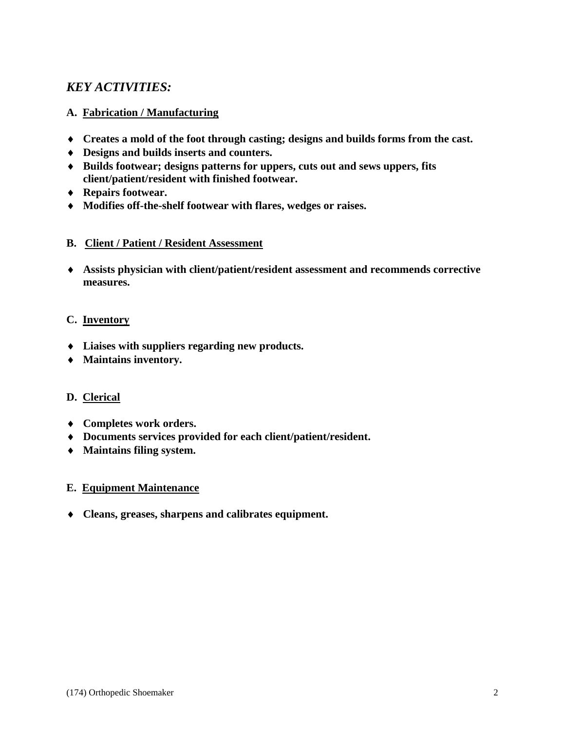## *KEY ACTIVITIES:*

### A. Fabrication / Manufacturing

- **Creates a mold of the foot through casting; designs and builds forms from the cast.**
- **Designs and builds inserts and counters.**
- **Builds footwear; designs patterns for uppers, cuts out and sews uppers, fits client/patient/resident with finished footwear.**
- **Repairs footwear.**
- **Modifies off-the-shelf footwear with flares, wedges or raises.**

### B. Client / Patient / Resident Assessment

- **Assists physician with client/patient/resident assessment and recommends corrective measures.**

### C. Inventory

- **Liaises with suppliers regarding new products.**
- **Maintains inventory.**

### D. Clerical

- **Completes work orders.**
- **Documents services provided for each client/patient/resident.**
- **Maintains filing system.**

### E. Equipment Maintenance

- **Cleans, greases, sharpens and calibrates equipment.**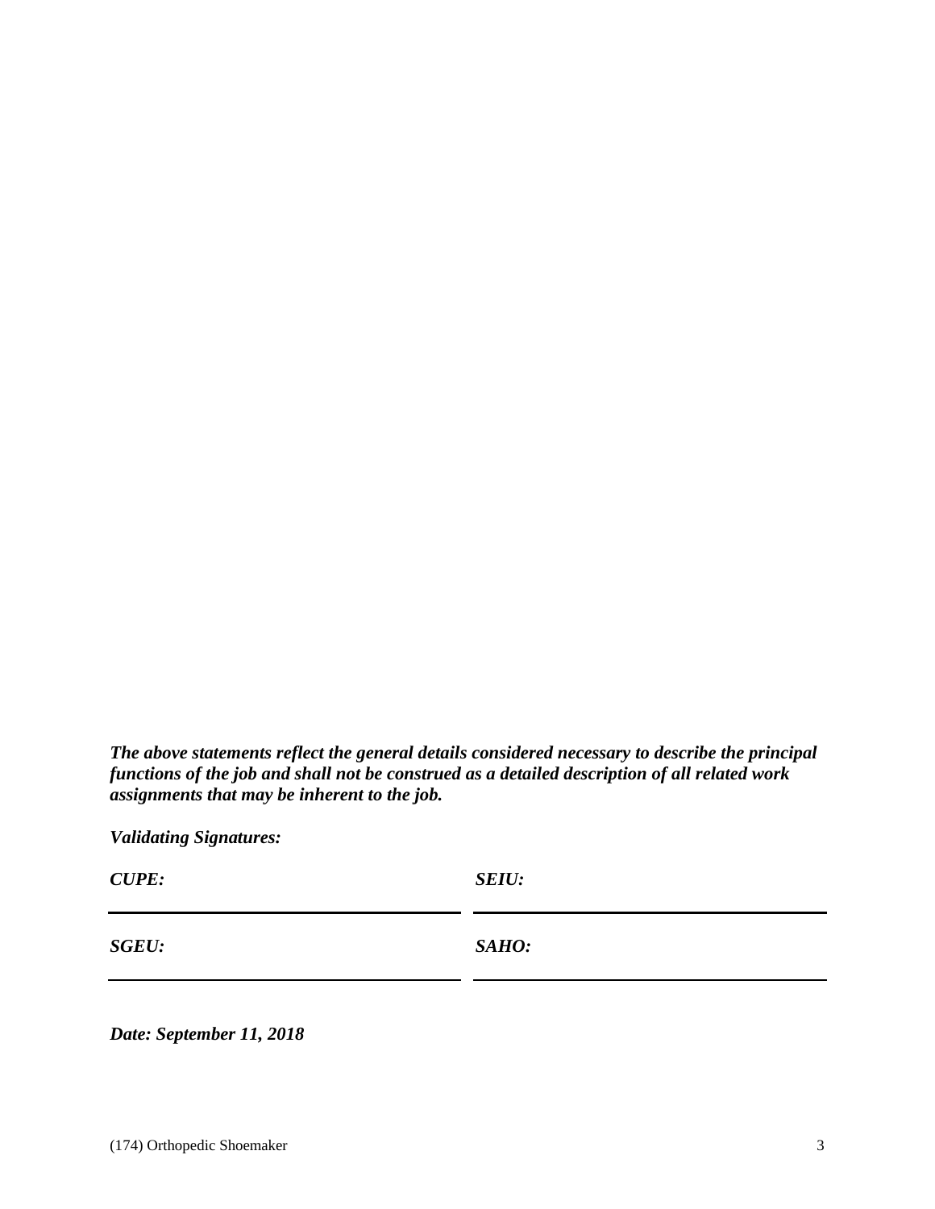***The above statements reflect the general details considered necessary to describe the principal functions of the job and shall not be construed as a detailed description of all related work assignments that may be inherent to the job.***

***Validating Signatures:***

| | |
|---|---|
| ***CUPE:*** | ***SEIU:*** |
| ***SGEU:*** | ***SAHO:*** |

***Date: September 11, 2018***